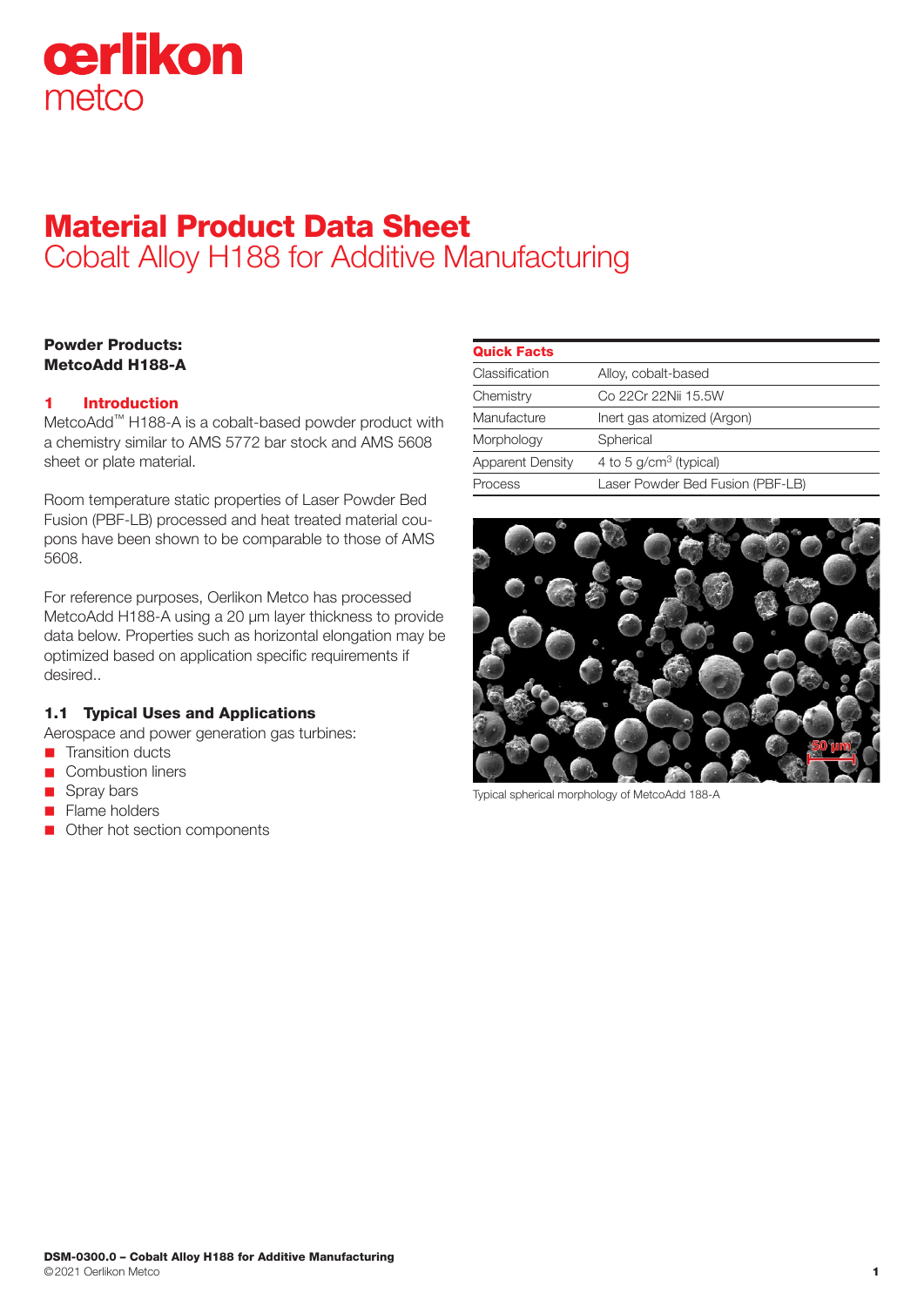# Material Product Data Sheet

## Cobalt Alloy H188 for Additive Manufacturing

**Powder Products:**
**MetcoAdd H188-A**

### 1 Introduction

MetcoAdd™ H188-A is a cobalt-based powder product with a chemistry similar to AMS 5772 bar stock and AMS 5608 sheet or plate material.

Room temperature static properties of Laser Powder Bed Fusion (PBF-LB) processed and heat treated material coupons have been shown to be comparable to those of AMS 5608.

For reference purposes, Oerlikon Metco has processed MetcoAdd H188-A using a 20 µm layer thickness to provide data below. Properties such as horizontal elongation may be optimized based on application specific requirements if desired..

### 1.1 Typical Uses and Applications

Aerospace and power generation gas turbines:

- Transition ducts
- Combustion liners
- Spray bars
- Flame holders
- Other hot section components

| Quick Facts | |
|---|---|
| Classification | Alloy, cobalt-based |
| Chemistry | Co 22Cr 22Nii 15.5W |
| Manufacture | Inert gas atomized (Argon) |
| Morphology | Spherical |
| Apparent Density | 4 to 5 g/cm$^3$ (typical) |
| Process | Laser Powder Bed Fusion (PBF-LB) |

Typical spherical morphology of MetcoAdd 188-A

DSM-0300.0 – Cobalt Alloy H188 for Additive Manufacturing
©2021 Oerlikon Metco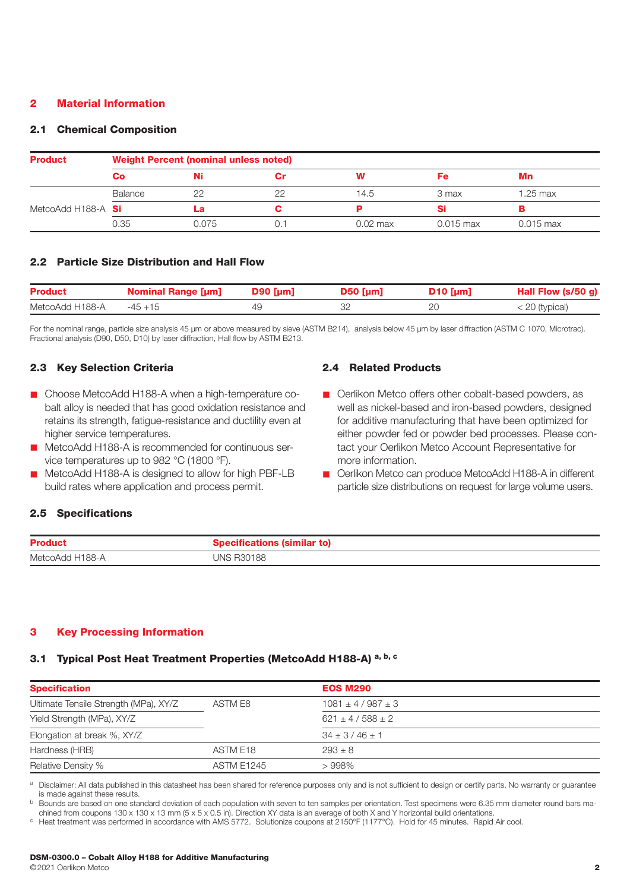## 2 Material Information

### 2.1 Chemical Composition

| Product | Weight Percent (nominal unless noted) | | | | | |
|---|---|---|---|---|---|---|
| | Co | Ni | Cr | W | Fe | Mn |
| | Balance | 22 | 22 | 14.5 | 3 max | 1.25 max |
| MetcoAdd H188-A | Si | La | C | P | Si | B |
| | 0.35 | 0.075 | 0.1 | 0.02 max | 0.015 max | 0.015 max |

### 2.2 Particle Size Distribution and Hall Flow

| Product | Nominal Range [µm] | D90 [µm] | D50 [µm] | D10 [µm] | Hall Flow (s/50 g) |
|---|---|---|---|---|---|
| MetcoAdd H188-A | -45 +15 | 49 | 32 | 20 | < 20 (typical) |

For the nominal range, particle size analysis 45 µm or above measured by sieve (ASTM B214), analysis below 45 µm by laser diffraction (ASTM C 1070, Microtrac). Fractional analysis (D90, D50, D10) by laser diffraction, Hall flow by ASTM B213.

### 2.3 Key Selection Criteria

- Choose MetcoAdd H188-A when a high-temperature cobalt alloy is needed that has good oxidation resistance and retains its strength, fatigue-resistance and ductility even at higher service temperatures.
- MetcoAdd H188-A is recommended for continuous service temperatures up to 982 °C (1800 °F).
- MetcoAdd H188-A is designed to allow for high PBF-LB build rates where application and process permit.

### 2.4 Related Products

- Oerlikon Metco offers other cobalt-based powders, as well as nickel-based and iron-based powders, designed for additive manufacturing that have been optimized for either powder fed or powder bed processes. Please contact your Oerlikon Metco Account Representative for more information.
- Oerlikon Metco can produce MetcoAdd H188-A in different particle size distributions on request for large volume users.

### 2.5 Specifications

| Product | Specifications (similar to) |
|---|---|
| MetcoAdd H188-A | UNS R30188 |

## 3 Key Processing Information

### 3.1 Typical Post Heat Treatment Properties (MetcoAdd H188-A) [a, b, c]

| Specification | | EOS M290 |
|---|---|---|
| Ultimate Tensile Strength (MPa), XY/Z | ASTM E8 | 1081 ± 4 / 987 ± 3 |
| Yield Strength (MPa), XY/Z | | 621 ± 4 / 588 ± 2 |
| Elongation at break %, XY/Z | | 34 ± 3 / 46 ± 1 |
| Hardness (HRB) | ASTM E18 | 293 ± 8 |
| Relative Density % | ASTM E1245 | > 998% |

[a] Disclaimer: All data published in this datasheet has been shared for reference purposes only and is not sufficient to design or certify parts. No warranty or guarantee is made against these results.
[b] Bounds are based on one standard deviation of each population with seven to ten samples per orientation. Test specimens were 6.35 mm diameter round bars machined from coupons 130 x 130 x 13 mm (5 x 5 x 0.5 in). Direction XY data is an average of both X and Y horizontal build orientations.
[c] Heat treatment was performed in accordance with AMS 5772. Solutionize coupons at 2150°F (1177°C). Hold for 45 minutes. Rapid Air cool.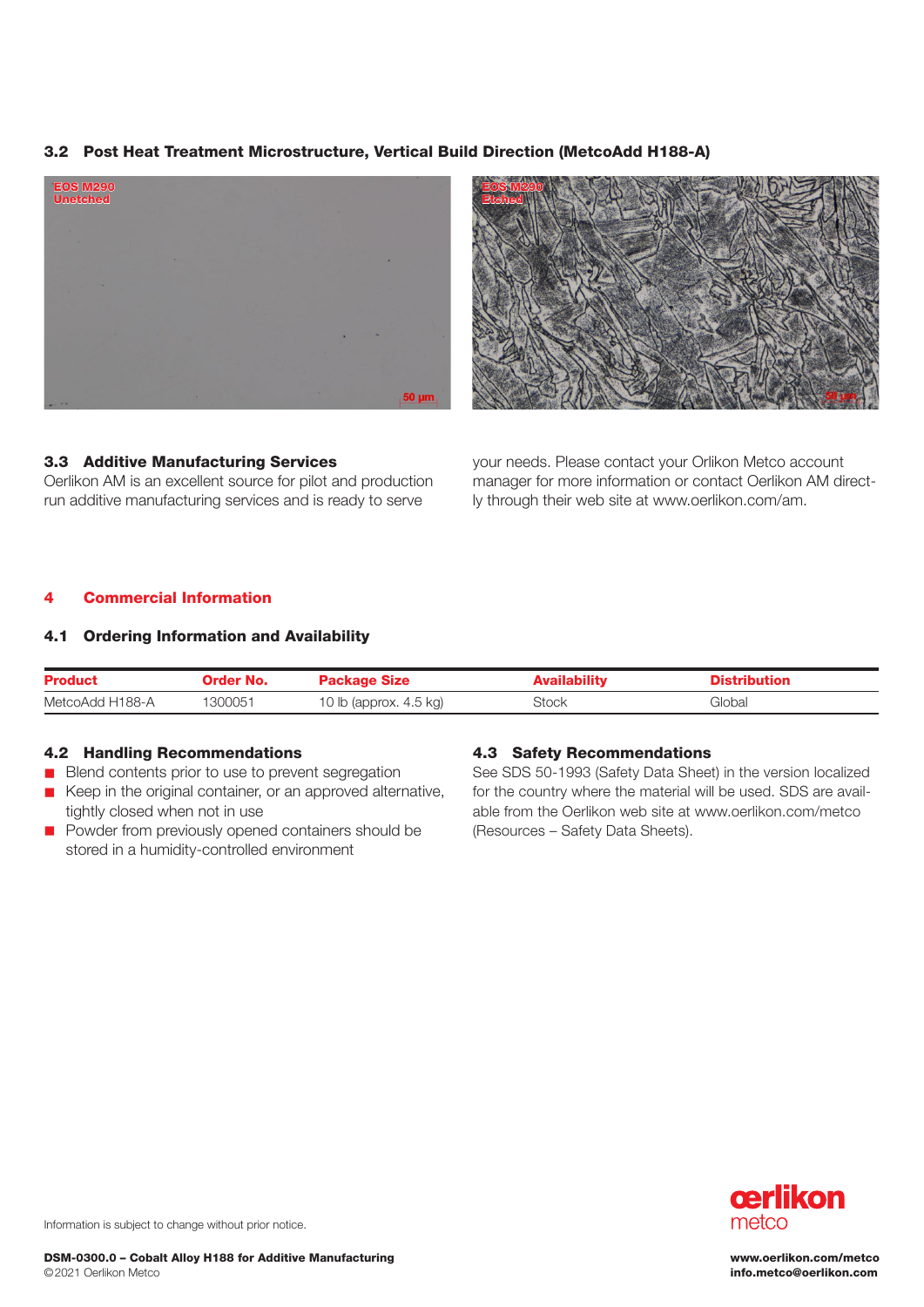### 3.2 Post Heat Treatment Microstructure, Vertical Build Direction (MetcoAdd H188-A)

EOS M290
Unetched
50 µm

EOS M290
Etched
50 µm

### 3.3 Additive Manufacturing Services

Oerlikon AM is an excellent source for pilot and production run additive manufacturing services and is ready to serve your needs. Please contact your Orlikon Metco account manager for more information or contact Oerlikon AM directly through their web site at www.oerlikon.com/am.

## 4 Commercial Information

### 4.1 Ordering Information and Availability

| Product | Order No. | Package Size | Availability | Distribution |
|---|---|---|---|---|
| MetcoAdd H188-A | 1300051 | 10 lb (approx. 4.5 kg) | Stock | Global |

### 4.2 Handling Recommendations

- Blend contents prior to use to prevent segregation
- Keep in the original container, or an approved alternative, tightly closed when not in use
- Powder from previously opened containers should be stored in a humidity-controlled environment

### 4.3 Safety Recommendations

See SDS 50-1993 (Safety Data Sheet) in the version localized for the country where the material will be used. SDS are available from the Oerlikon web site at www.oerlikon.com/metco (Resources – Safety Data Sheets).

Information is subject to change without prior notice.

**DSM-0300.0 – Cobalt Alloy H188 for Additive Manufacturing**
©2021 Oerlikon Metco

oerlikon metco

**www.oerlikon.com/metco**
**info.metco@oerlikon.com**